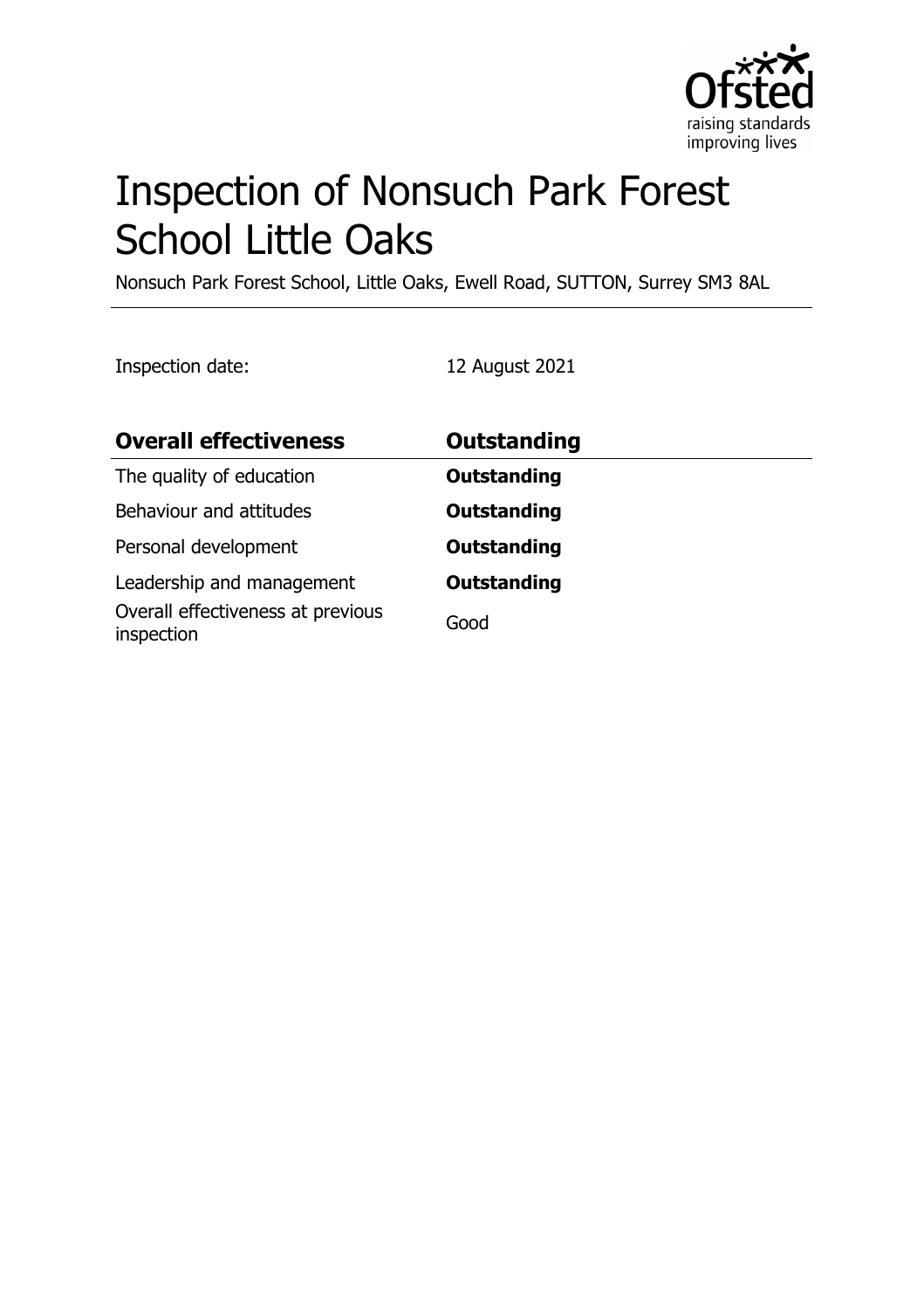# Inspection of Nonsuch Park Forest School Little Oaks

Nonsuch Park Forest School, Little Oaks, Ewell Road, SUTTON, Surrey SM3 8AL

Inspection date: 12 August 2021

| **Overall effectiveness** | **Outstanding** |
| --- | --- |
| The quality of education | **Outstanding** |
| Behaviour and attitudes | **Outstanding** |
| Personal development | **Outstanding** |
| Leadership and management | **Outstanding** |
| Overall effectiveness at previous inspection | Good |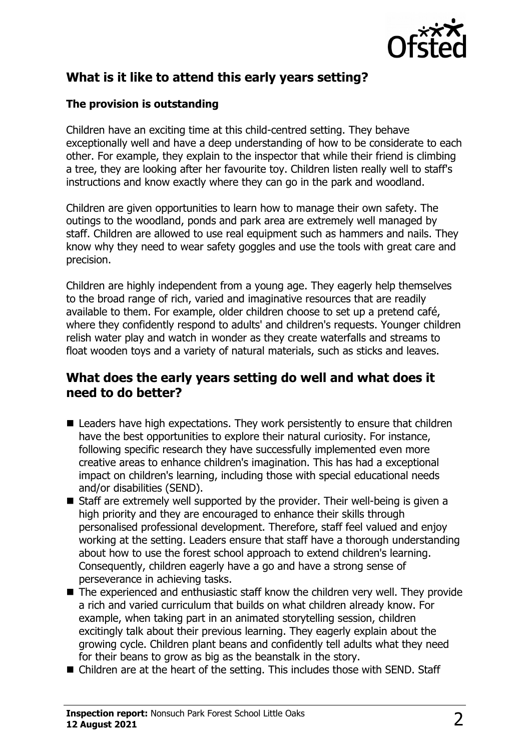## What is it like to attend this early years setting?

### The provision is outstanding

Children have an exciting time at this child-centred setting. They behave exceptionally well and have a deep understanding of how to be considerate to each other. For example, they explain to the inspector that while their friend is climbing a tree, they are looking after her favourite toy. Children listen really well to staff's instructions and know exactly where they can go in the park and woodland.

Children are given opportunities to learn how to manage their own safety. The outings to the woodland, ponds and park area are extremely well managed by staff. Children are allowed to use real equipment such as hammers and nails. They know why they need to wear safety goggles and use the tools with great care and precision.

Children are highly independent from a young age. They eagerly help themselves to the broad range of rich, varied and imaginative resources that are readily available to them. For example, older children choose to set up a pretend café, where they confidently respond to adults' and children's requests. Younger children relish water play and watch in wonder as they create waterfalls and streams to float wooden toys and a variety of natural materials, such as sticks and leaves.

## What does the early years setting do well and what does it need to do better?

- Leaders have high expectations. They work persistently to ensure that children have the best opportunities to explore their natural curiosity. For instance, following specific research they have successfully implemented even more creative areas to enhance children's imagination. This has had a exceptional impact on children's learning, including those with special educational needs and/or disabilities (SEND).
- Staff are extremely well supported by the provider. Their well-being is given a high priority and they are encouraged to enhance their skills through personalised professional development. Therefore, staff feel valued and enjoy working at the setting. Leaders ensure that staff have a thorough understanding about how to use the forest school approach to extend children's learning. Consequently, children eagerly have a go and have a strong sense of perseverance in achieving tasks.
- The experienced and enthusiastic staff know the children very well. They provide a rich and varied curriculum that builds on what children already know. For example, when taking part in an animated storytelling session, children excitingly talk about their previous learning. They eagerly explain about the growing cycle. Children plant beans and confidently tell adults what they need for their beans to grow as big as the beanstalk in the story.
- Children are at the heart of the setting. This includes those with SEND. Staff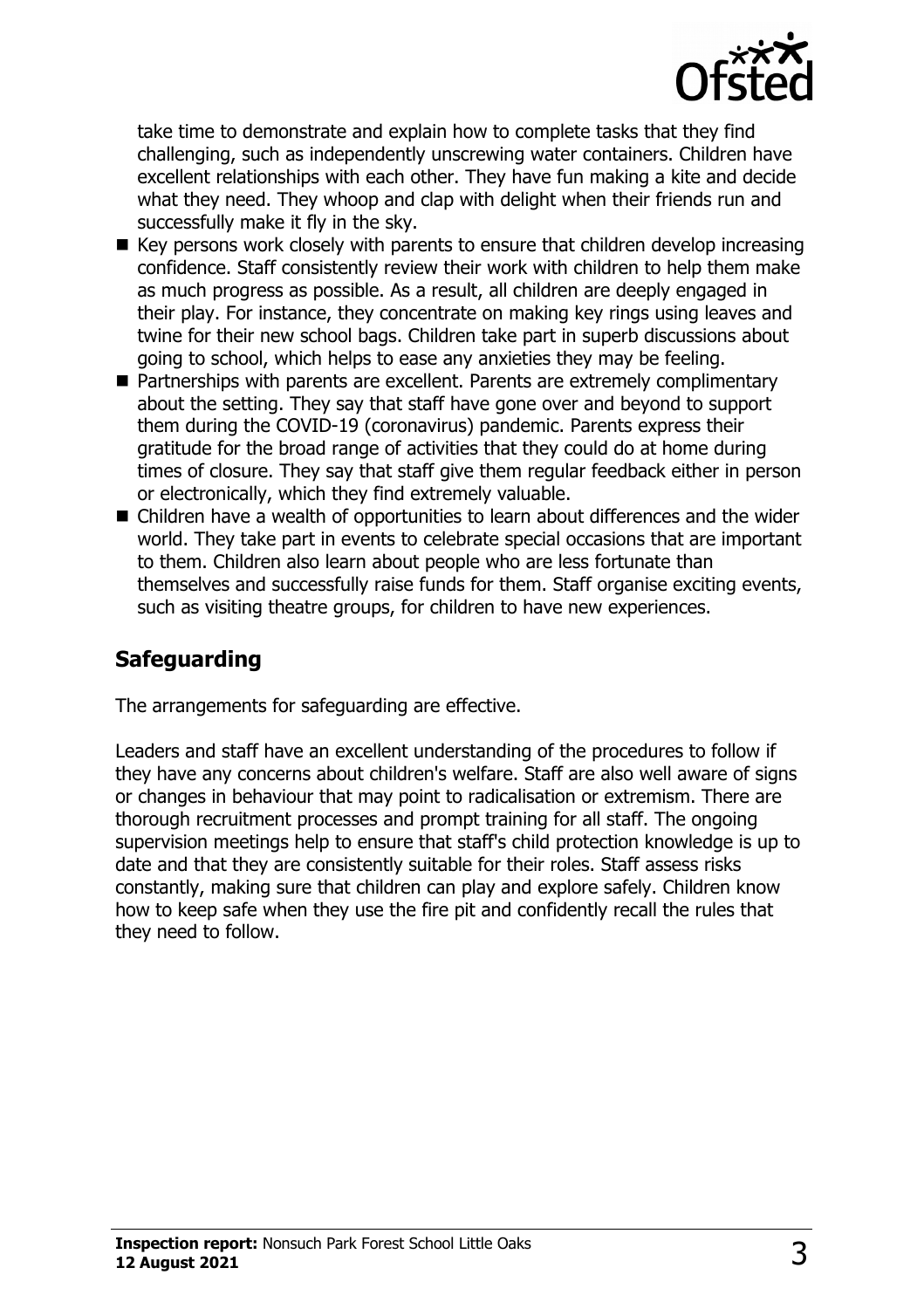take time to demonstrate and explain how to complete tasks that they find challenging, such as independently unscrewing water containers. Children have excellent relationships with each other. They have fun making a kite and decide what they need. They whoop and clap with delight when their friends run and successfully make it fly in the sky.

- Key persons work closely with parents to ensure that children develop increasing confidence. Staff consistently review their work with children to help them make as much progress as possible. As a result, all children are deeply engaged in their play. For instance, they concentrate on making key rings using leaves and twine for their new school bags. Children take part in superb discussions about going to school, which helps to ease any anxieties they may be feeling.
- Partnerships with parents are excellent. Parents are extremely complimentary about the setting. They say that staff have gone over and beyond to support them during the COVID-19 (coronavirus) pandemic. Parents express their gratitude for the broad range of activities that they could do at home during times of closure. They say that staff give them regular feedback either in person or electronically, which they find extremely valuable.
- Children have a wealth of opportunities to learn about differences and the wider world. They take part in events to celebrate special occasions that are important to them. Children also learn about people who are less fortunate than themselves and successfully raise funds for them. Staff organise exciting events, such as visiting theatre groups, for children to have new experiences.

## Safeguarding

The arrangements for safeguarding are effective.

Leaders and staff have an excellent understanding of the procedures to follow if they have any concerns about children's welfare. Staff are also well aware of signs or changes in behaviour that may point to radicalisation or extremism. There are thorough recruitment processes and prompt training for all staff. The ongoing supervision meetings help to ensure that staff's child protection knowledge is up to date and that they are consistently suitable for their roles. Staff assess risks constantly, making sure that children can play and explore safely. Children know how to keep safe when they use the fire pit and confidently recall the rules that they need to follow.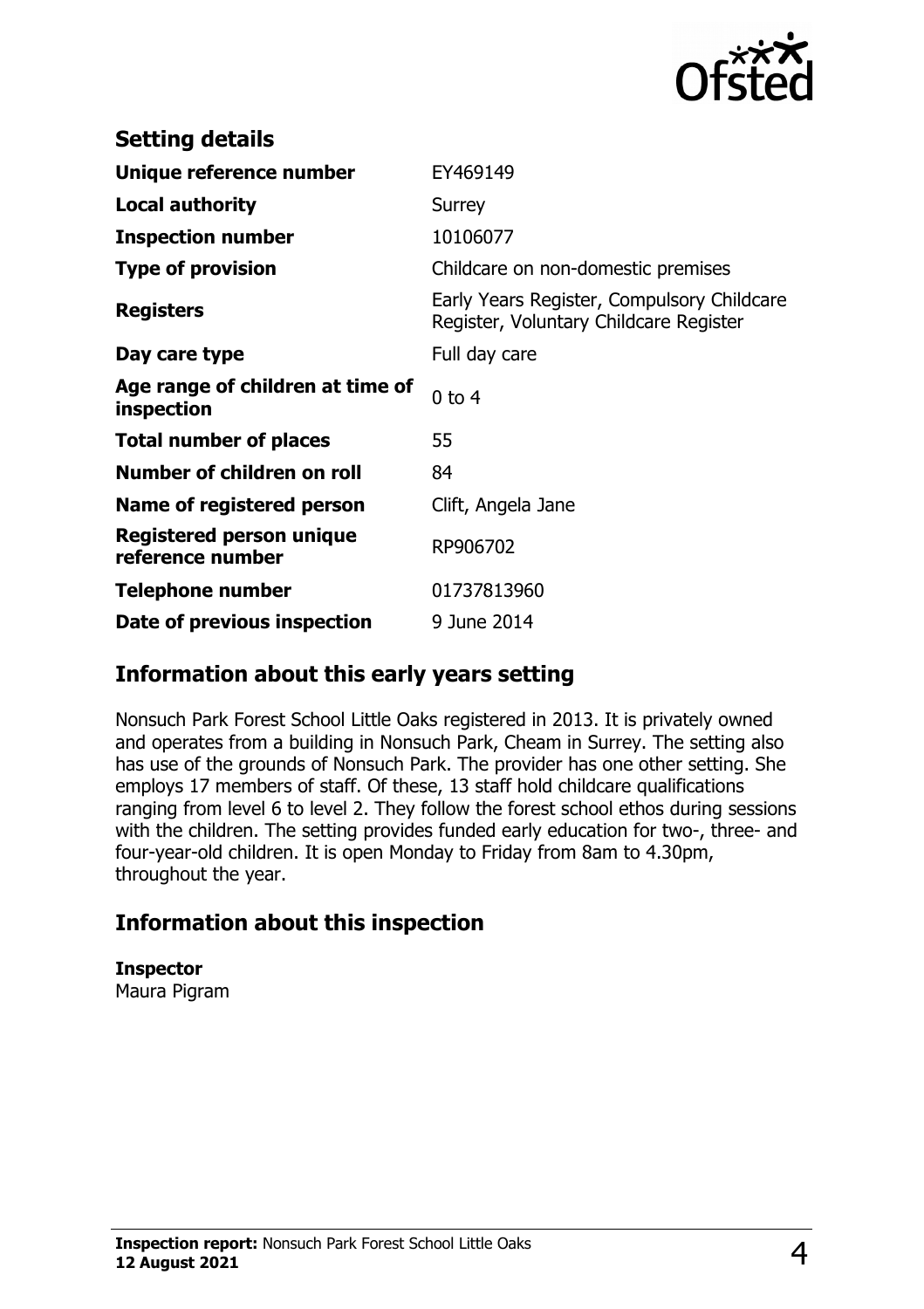## Setting details

| | |
|---|---|
| **Unique reference number** | EY469149 |
| **Local authority** | Surrey |
| **Inspection number** | 10106077 |
| **Type of provision** | Childcare on non-domestic premises |
| **Registers** | Early Years Register, Compulsory Childcare Register, Voluntary Childcare Register |
| **Day care type** | Full day care |
| **Age range of children at time of inspection** | 0 to 4 |
| **Total number of places** | 55 |
| **Number of children on roll** | 84 |
| **Name of registered person** | Clift, Angela Jane |
| **Registered person unique reference number** | RP906702 |
| **Telephone number** | 01737813960 |
| **Date of previous inspection** | 9 June 2014 |

## Information about this early years setting

Nonsuch Park Forest School Little Oaks registered in 2013. It is privately owned and operates from a building in Nonsuch Park, Cheam in Surrey. The setting also has use of the grounds of Nonsuch Park. The provider has one other setting. She employs 17 members of staff. Of these, 13 staff hold childcare qualifications ranging from level 6 to level 2. They follow the forest school ethos during sessions with the children. The setting provides funded early education for two-, three- and four-year-old children. It is open Monday to Friday from 8am to 4.30pm, throughout the year.

## Information about this inspection

**Inspector**
Maura Pigram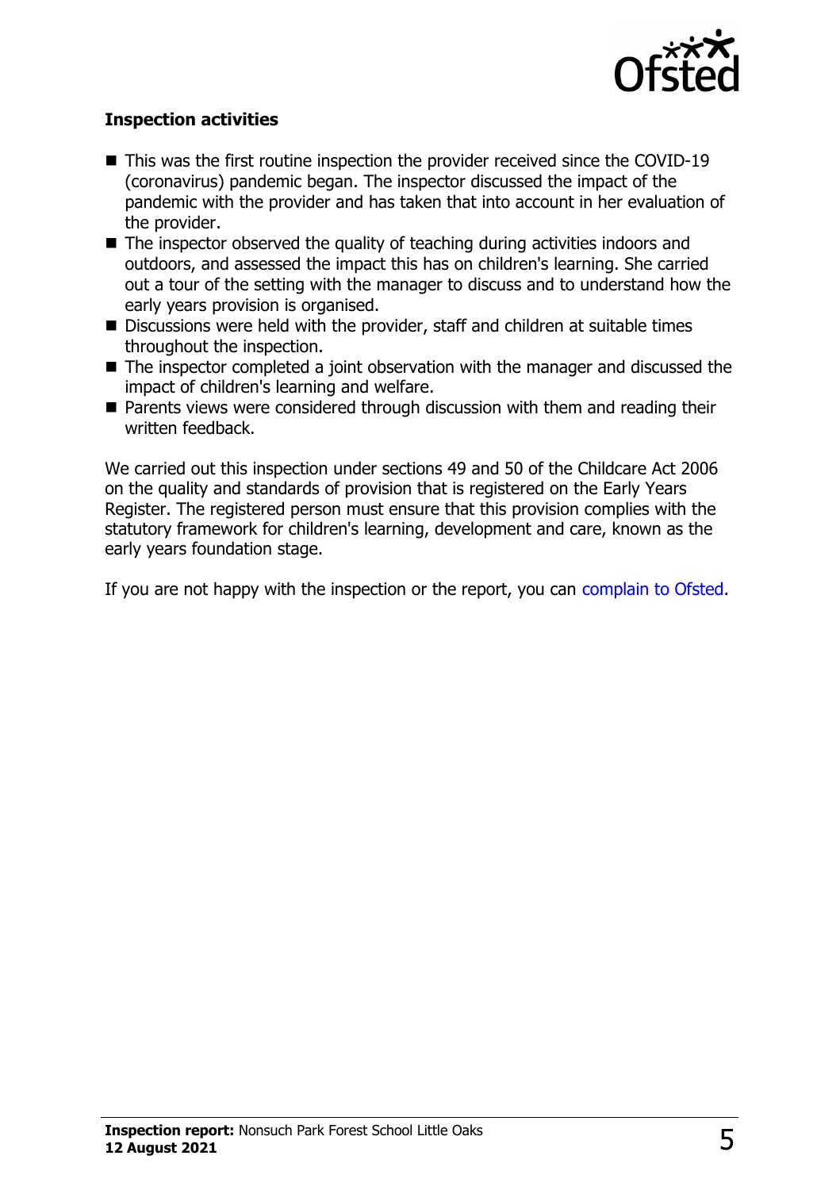### Inspection activities

- This was the first routine inspection the provider received since the COVID-19 (coronavirus) pandemic began. The inspector discussed the impact of the pandemic with the provider and has taken that into account in her evaluation of the provider.
- The inspector observed the quality of teaching during activities indoors and outdoors, and assessed the impact this has on children's learning. She carried out a tour of the setting with the manager to discuss and to understand how the early years provision is organised.
- Discussions were held with the provider, staff and children at suitable times throughout the inspection.
- The inspector completed a joint observation with the manager and discussed the impact of children's learning and welfare.
- Parents views were considered through discussion with them and reading their written feedback.

We carried out this inspection under sections 49 and 50 of the Childcare Act 2006 on the quality and standards of provision that is registered on the Early Years Register. The registered person must ensure that this provision complies with the statutory framework for children's learning, development and care, known as the early years foundation stage.

If you are not happy with the inspection or the report, you can complain to Ofsted.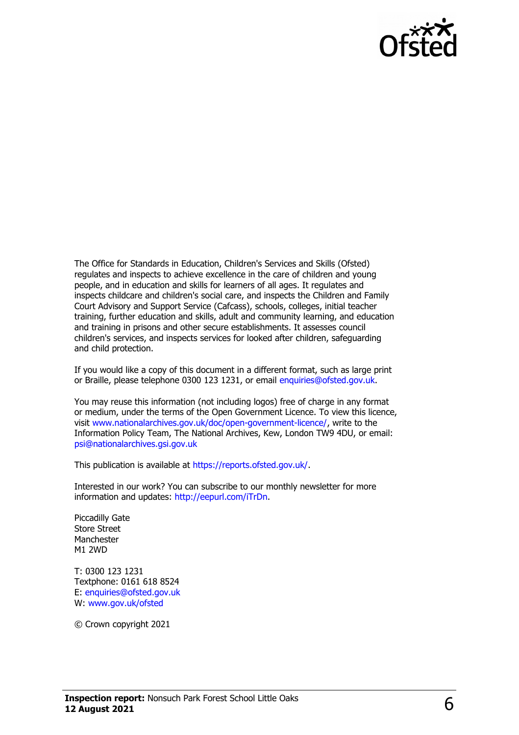The Office for Standards in Education, Children's Services and Skills (Ofsted) regulates and inspects to achieve excellence in the care of children and young people, and in education and skills for learners of all ages. It regulates and inspects childcare and children's social care, and inspects the Children and Family Court Advisory and Support Service (Cafcass), schools, colleges, initial teacher training, further education and skills, adult and community learning, and education and training in prisons and other secure establishments. It assesses council children's services, and inspects services for looked after children, safeguarding and child protection.

If you would like a copy of this document in a different format, such as large print or Braille, please telephone 0300 123 1231, or email enquiries@ofsted.gov.uk.

You may reuse this information (not including logos) free of charge in any format or medium, under the terms of the Open Government Licence. To view this licence, visit www.nationalarchives.gov.uk/doc/open-government-licence/, write to the Information Policy Team, The National Archives, Kew, London TW9 4DU, or email: psi@nationalarchives.gsi.gov.uk

This publication is available at https://reports.ofsted.gov.uk/.

Interested in our work? You can subscribe to our monthly newsletter for more information and updates: http://eepurl.com/iTrDn.

Piccadilly Gate
Store Street
Manchester
M1 2WD

T: 0300 123 1231
Textphone: 0161 618 8524
E: enquiries@ofsted.gov.uk
W: www.gov.uk/ofsted

© Crown copyright 2021